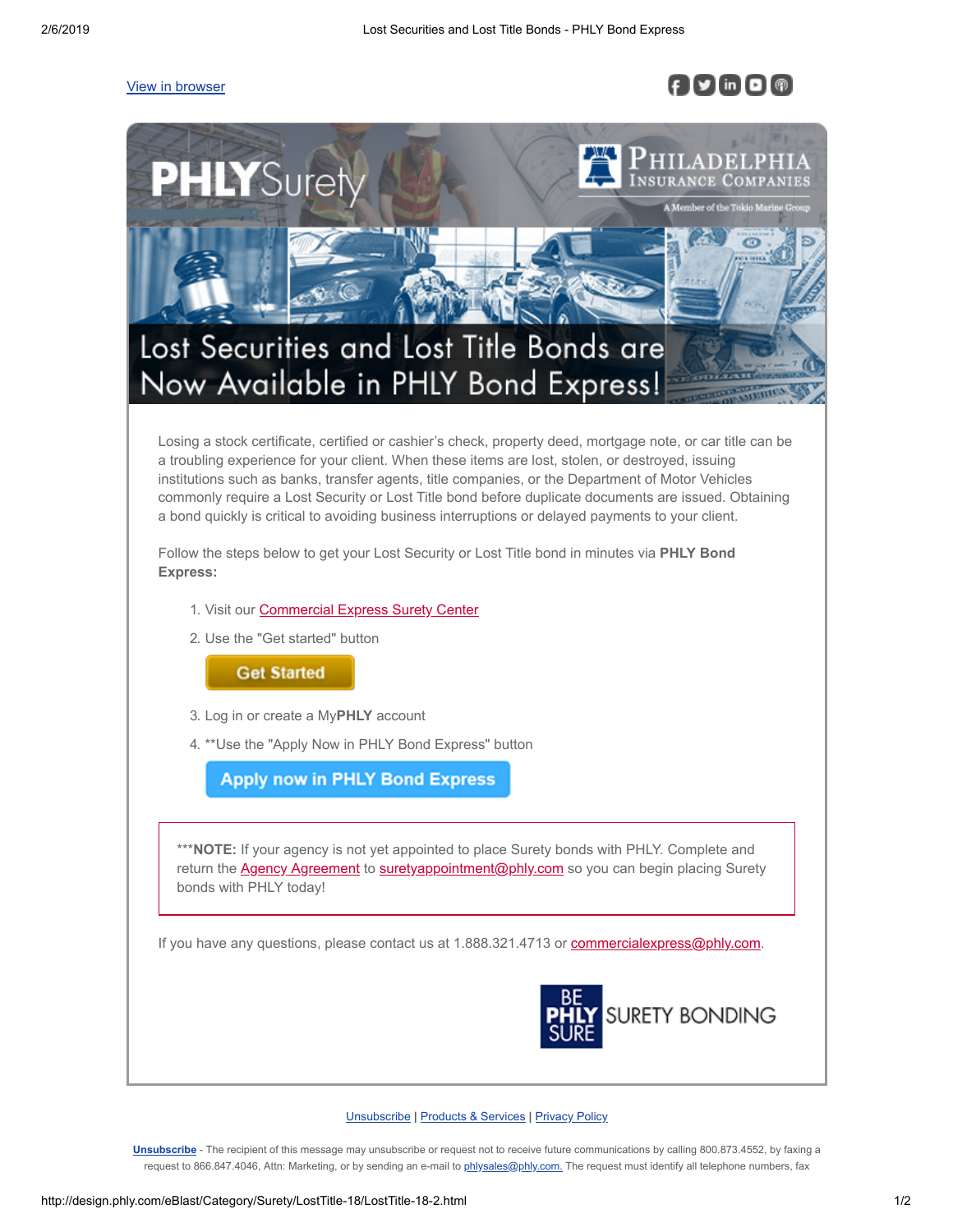View in browser

PHLYSurety

PHILADELPHIA INSURANCE COMPANIES

A Member of the Tokio Marine Group

# Lost Securities and Lost Title Bonds are Now Available in PHLY Bond Express!

Losing a stock certificate, certified or cashier's check, property deed, mortgage note, or car title can be a troubling experience for your client. When these items are lost, stolen, or destroyed, issuing institutions such as banks, transfer agents, title companies, or the Department of Motor Vehicles commonly require a Lost Security or Lost Title bond before duplicate documents are issued. Obtaining a bond quickly is critical to avoiding business interruptions or delayed payments to your client.

Follow the steps below to get your Lost Security or Lost Title bond in minutes via **PHLY Bond Express:**

1. Visit our Commercial Express Surety Center
2. Use the "Get started" button

   Get Started

3. Log in or create a My**PHLY** account
4. **Use the "Apply Now in PHLY Bond Express" button

   Apply now in PHLY Bond Express

***NOTE:** If your agency is not yet appointed to place Surety bonds with PHLY. Complete and return the Agency Agreement to suretyappointment@phly.com so you can begin placing Surety bonds with PHLY today!

If you have any questions, please contact us at 1.888.321.4713 or commercialexpress@phly.com.

BE PHLY SURE SURETY BONDING

Unsubscribe | Products & Services | Privacy Policy

**Unsubscribe** - The recipient of this message may unsubscribe or request not to receive future communications by calling 800.873.4552, by faxing a request to 866.847.4046, Attn: Marketing, or by sending an e-mail to phlysales@phly.com. The request must identify all telephone numbers, fax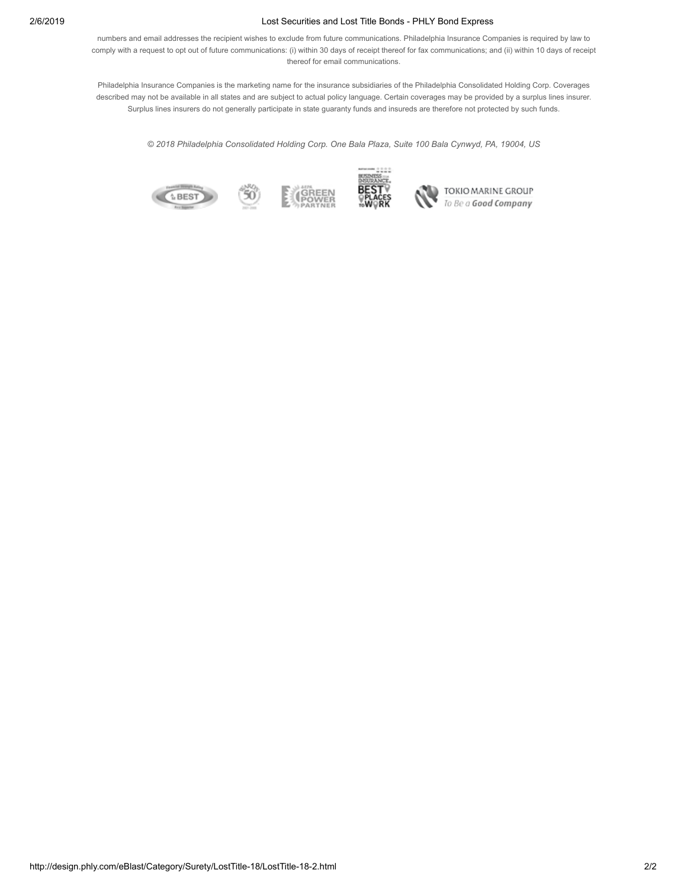numbers and email addresses the recipient wishes to exclude from future communications. Philadelphia Insurance Companies is required by law to comply with a request to opt out of future communications: (i) within 30 days of receipt thereof for fax communications; and (ii) within 10 days of receipt thereof for email communications.

Philadelphia Insurance Companies is the marketing name for the insurance subsidiaries of the Philadelphia Consolidated Holding Corp. Coverages described may not be available in all states and are subject to actual policy language. Certain coverages may be provided by a surplus lines insurer. Surplus lines insurers do not generally participate in state guaranty funds and insureds are therefore not protected by such funds.

*© 2018 Philadelphia Consolidated Holding Corp. One Bala Plaza, Suite 100 Bala Cynwyd, PA, 19004, US*